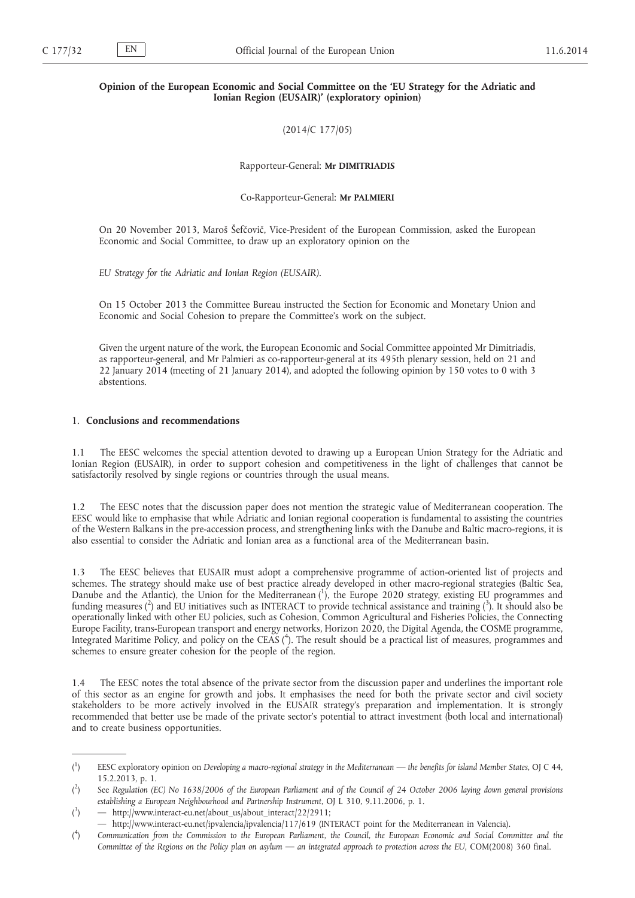**Opinion of the European Economic and Social Committee on the 'EU Strategy for the Adriatic and Ionian Region (EUSAIR)' (exploratory opinion)**

(2014/C 177/05)

Rapporteur-General: **Mr DIMITRIADIS**

Co-Rapporteur-General: **Mr PALMIERI**

On 20 November 2013, Maroš Šefčovič, Vice-President of the European Commission, asked the European Economic and Social Committee, to draw up an exploratory opinion on the

*EU Strategy for the Adriatic and Ionian Region (EUSAIR).*

On 15 October 2013 the Committee Bureau instructed the Section for Economic and Monetary Union and Economic and Social Cohesion to prepare the Committee's work on the subject.

Given the urgent nature of the work, the European Economic and Social Committee appointed Mr Dimitriadis, as rapporteur-general, and Mr Palmieri as co-rapporteur-general at its 495th plenary session, held on 21 and 22 January 2014 (meeting of 21 January 2014), and adopted the following opinion by 150 votes to 0 with 3 abstentions.

## 1. Conclusions and recommendations

1.1 The EESC welcomes the special attention devoted to drawing up a European Union Strategy for the Adriatic and Ionian Region (EUSAIR), in order to support cohesion and competitiveness in the light of challenges that cannot be satisfactorily resolved by single regions or countries through the usual means.

1.2 The EESC notes that the discussion paper does not mention the strategic value of Mediterranean cooperation. The EESC would like to emphasise that while Adriatic and Ionian regional cooperation is fundamental to assisting the countries of the Western Balkans in the pre-accession process, and strengthening links with the Danube and Baltic macro-regions, it is also essential to consider the Adriatic and Ionian area as a functional area of the Mediterranean basin.

1.3 The EESC believes that EUSAIR must adopt a comprehensive programme of action-oriented list of projects and schemes. The strategy should make use of best practice already developed in other macro-regional strategies (Baltic Sea, Danube and the Atlantic), the Union for the Mediterranean ([1]), the Europe 2020 strategy, existing EU programmes and funding measures ([2]) and EU initiatives such as INTERACT to provide technical assistance and training ([3]). It should also be operationally linked with other EU policies, such as Cohesion, Common Agricultural and Fisheries Policies, the Connecting Europe Facility, trans-European transport and energy networks, Horizon 2020, the Digital Agenda, the COSME programme, Integrated Maritime Policy, and policy on the CEAS ([4]). The result should be a practical list of measures, programmes and schemes to ensure greater cohesion for the people of the region.

1.4 The EESC notes the total absence of the private sector from the discussion paper and underlines the important role of this sector as an engine for growth and jobs. It emphasises the need for both the private sector and civil society stakeholders to be more actively involved in the EUSAIR strategy's preparation and implementation. It is strongly recommended that better use be made of the private sector's potential to attract investment (both local and international) and to create business opportunities.

---

([1]) EESC exploratory opinion on *Developing a macro-regional strategy in the Mediterranean — the benefits for island Member States*, OJ C 44, 15.2.2013, p. 1.

([2]) See *Regulation (EC) No 1638/2006 of the European Parliament and of the Council of 24 October 2006 laying down general provisions establishing a European Neighbourhood and Partnership Instrument*, OJ L 310, 9.11.2006, p. 1.

([3]) — http://www.interact-eu.net/about_us/about_interact/22/2911;
— http://www.interact-eu.net/ipvalencia/ipvalencia/117/619 (INTERACT point for the Mediterranean in Valencia).

([4]) *Communication from the Commission to the European Parliament, the Council, the European Economic and Social Committee and the Committee of the Regions on the Policy plan on asylum — an integrated approach to protection across the EU*, COM(2008) 360 final.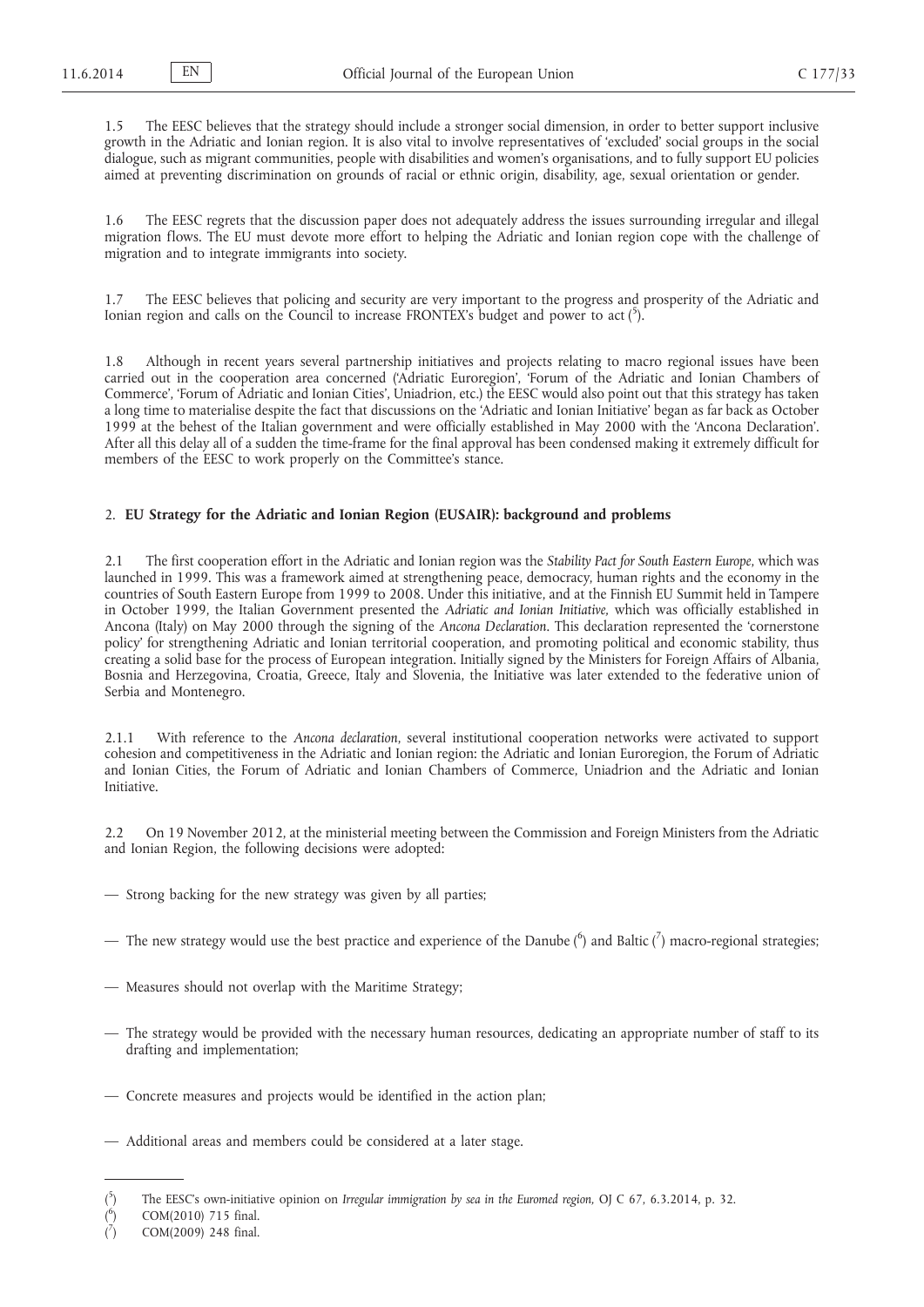1.5 The EESC believes that the strategy should include a stronger social dimension, in order to better support inclusive growth in the Adriatic and Ionian region. It is also vital to involve representatives of 'excluded' social groups in the social dialogue, such as migrant communities, people with disabilities and women's organisations, and to fully support EU policies aimed at preventing discrimination on grounds of racial or ethnic origin, disability, age, sexual orientation or gender.

1.6 The EESC regrets that the discussion paper does not adequately address the issues surrounding irregular and illegal migration flows. The EU must devote more effort to helping the Adriatic and Ionian region cope with the challenge of migration and to integrate immigrants into society.

1.7 The EESC believes that policing and security are very important to the progress and prosperity of the Adriatic and Ionian region and calls on the Council to increase FRONTEX's budget and power to act [5].

1.8 Although in recent years several partnership initiatives and projects relating to macro regional issues have been carried out in the cooperation area concerned ('Adriatic Euroregion', 'Forum of the Adriatic and Ionian Chambers of Commerce', 'Forum of Adriatic and Ionian Cities', Uniadrion, etc.) the EESC would also point out that this strategy has taken a long time to materialise despite the fact that discussions on the 'Adriatic and Ionian Initiative' began as far back as October 1999 at the behest of the Italian government and were officially established in May 2000 with the 'Ancona Declaration'. After all this delay all of a sudden the time-frame for the final approval has been condensed making it extremely difficult for members of the EESC to work properly on the Committee's stance.

## 2. **EU Strategy for the Adriatic and Ionian Region (EUSAIR): background and problems**

2.1 The first cooperation effort in the Adriatic and Ionian region was the *Stability Pact for South Eastern Europe*, which was launched in 1999. This was a framework aimed at strengthening peace, democracy, human rights and the economy in the countries of South Eastern Europe from 1999 to 2008. Under this initiative, and at the Finnish EU Summit held in Tampere in October 1999, the Italian Government presented the *Adriatic and Ionian Initiative*, which was officially established in Ancona (Italy) on May 2000 through the signing of the *Ancona Declaration*. This declaration represented the 'cornerstone policy' for strengthening Adriatic and Ionian territorial cooperation, and promoting political and economic stability, thus creating a solid base for the process of European integration. Initially signed by the Ministers for Foreign Affairs of Albania, Bosnia and Herzegovina, Croatia, Greece, Italy and Slovenia, the Initiative was later extended to the federative union of Serbia and Montenegro.

2.1.1 With reference to the *Ancona declaration*, several institutional cooperation networks were activated to support cohesion and competitiveness in the Adriatic and Ionian region: the Adriatic and Ionian Euroregion, the Forum of Adriatic and Ionian Cities, the Forum of Adriatic and Ionian Chambers of Commerce, Uniadrion and the Adriatic and Ionian Initiative.

2.2 On 19 November 2012, at the ministerial meeting between the Commission and Foreign Ministers from the Adriatic and Ionian Region, the following decisions were adopted:

— Strong backing for the new strategy was given by all parties;

— The new strategy would use the best practice and experience of the Danube [6] and Baltic [7] macro-regional strategies;

— Measures should not overlap with the Maritime Strategy;

— The strategy would be provided with the necessary human resources, dedicating an appropriate number of staff to its drafting and implementation;

— Concrete measures and projects would be identified in the action plan;

— Additional areas and members could be considered at a later stage.

---

[5] The EESC's own-initiative opinion on *Irregular immigration by sea in the Euromed region*, OJ C 67, 6.3.2014, p. 32.

[6] COM(2010) 715 final.

[7] COM(2009) 248 final.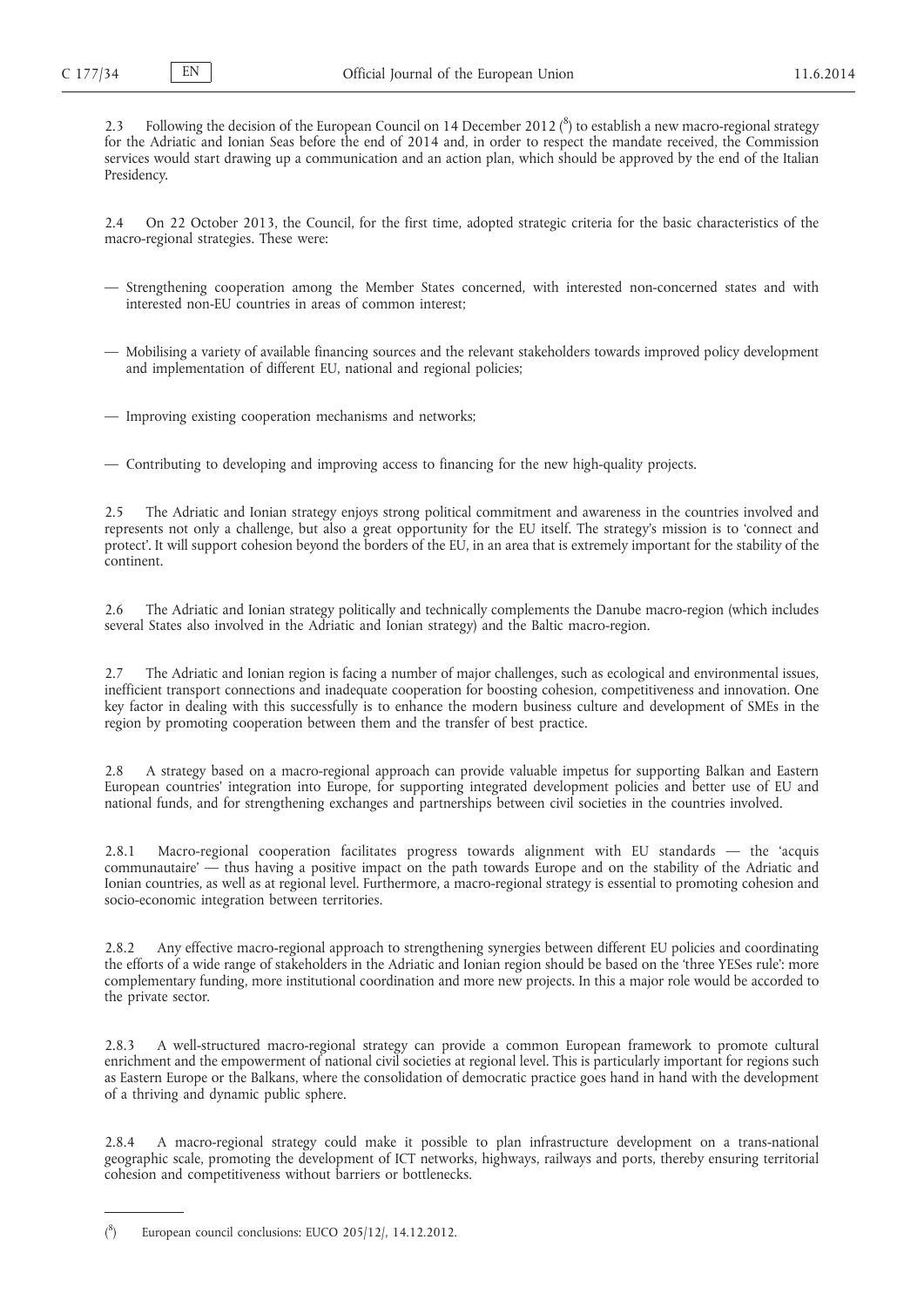2.3 Following the decision of the European Council on 14 December 2012 ([8]) to establish a new macro-regional strategy for the Adriatic and Ionian Seas before the end of 2014 and, in order to respect the mandate received, the Commission services would start drawing up a communication and an action plan, which should be approved by the end of the Italian Presidency.

2.4 On 22 October 2013, the Council, for the first time, adopted strategic criteria for the basic characteristics of the macro-regional strategies. These were:

— Strengthening cooperation among the Member States concerned, with interested non-concerned states and with interested non-EU countries in areas of common interest;

— Mobilising a variety of available financing sources and the relevant stakeholders towards improved policy development and implementation of different EU, national and regional policies;

— Improving existing cooperation mechanisms and networks;

— Contributing to developing and improving access to financing for the new high-quality projects.

2.5 The Adriatic and Ionian strategy enjoys strong political commitment and awareness in the countries involved and represents not only a challenge, but also a great opportunity for the EU itself. The strategy's mission is to 'connect and protect'. It will support cohesion beyond the borders of the EU, in an area that is extremely important for the stability of the continent.

2.6 The Adriatic and Ionian strategy politically and technically complements the Danube macro-region (which includes several States also involved in the Adriatic and Ionian strategy) and the Baltic macro-region.

2.7 The Adriatic and Ionian region is facing a number of major challenges, such as ecological and environmental issues, inefficient transport connections and inadequate cooperation for boosting cohesion, competitiveness and innovation. One key factor in dealing with this successfully is to enhance the modern business culture and development of SMEs in the region by promoting cooperation between them and the transfer of best practice.

2.8 A strategy based on a macro-regional approach can provide valuable impetus for supporting Balkan and Eastern European countries' integration into Europe, for supporting integrated development policies and better use of EU and national funds, and for strengthening exchanges and partnerships between civil societies in the countries involved.

2.8.1 Macro-regional cooperation facilitates progress towards alignment with EU standards — the 'acquis communautaire' — thus having a positive impact on the path towards Europe and on the stability of the Adriatic and Ionian countries, as well as at regional level. Furthermore, a macro-regional strategy is essential to promoting cohesion and socio-economic integration between territories.

2.8.2 Any effective macro-regional approach to strengthening synergies between different EU policies and coordinating the efforts of a wide range of stakeholders in the Adriatic and Ionian region should be based on the 'three YESes rule': more complementary funding, more institutional coordination and more new projects. In this a major role would be accorded to the private sector.

2.8.3 A well-structured macro-regional strategy can provide a common European framework to promote cultural enrichment and the empowerment of national civil societies at regional level. This is particularly important for regions such as Eastern Europe or the Balkans, where the consolidation of democratic practice goes hand in hand with the development of a thriving and dynamic public sphere.

2.8.4 A macro-regional strategy could make it possible to plan infrastructure development on a trans-national geographic scale, promoting the development of ICT networks, highways, railways and ports, thereby ensuring territorial cohesion and competitiveness without barriers or bottlenecks.

---

([8]) European council conclusions: EUCO 205/12/, 14.12.2012.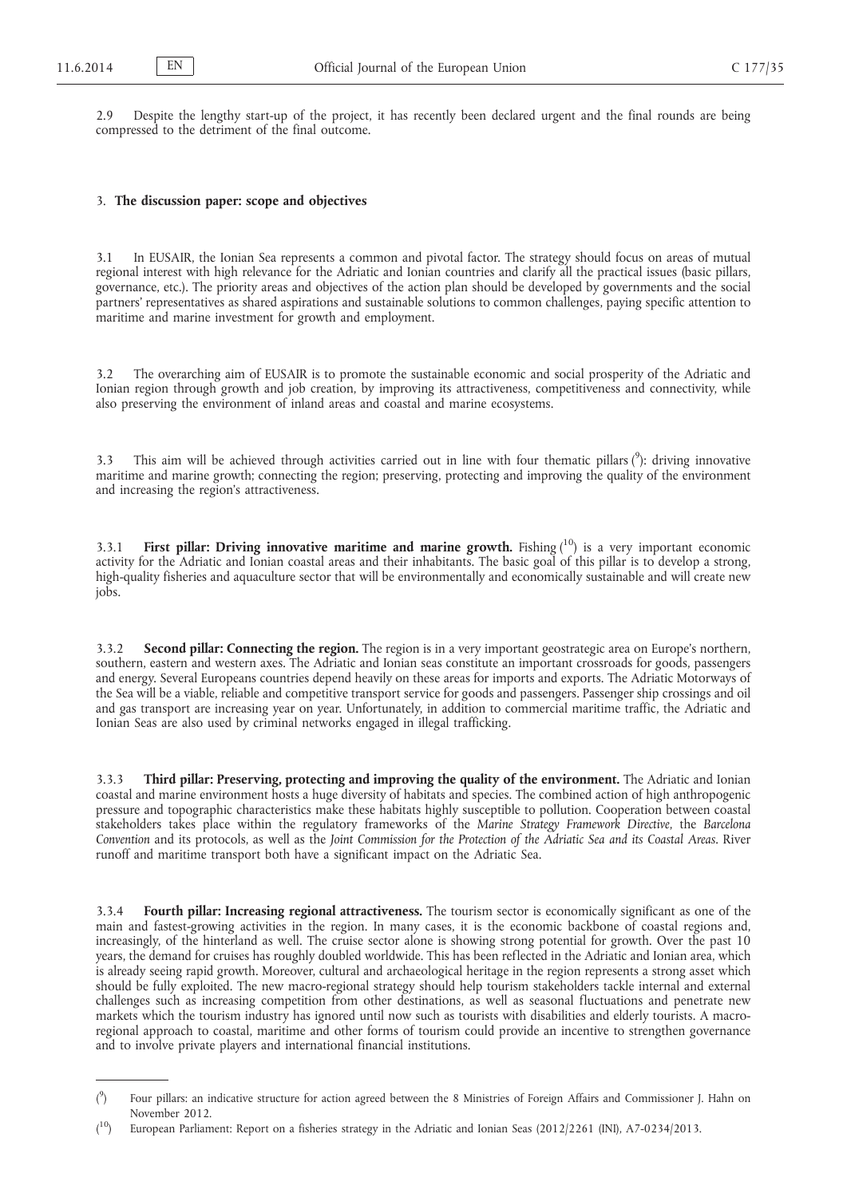2.9 Despite the lengthy start-up of the project, it has recently been declared urgent and the final rounds are being compressed to the detriment of the final outcome.

## 3. **The discussion paper: scope and objectives**

3.1 In EUSAIR, the Ionian Sea represents a common and pivotal factor. The strategy should focus on areas of mutual regional interest with high relevance for the Adriatic and Ionian countries and clarify all the practical issues (basic pillars, governance, etc.). The priority areas and objectives of the action plan should be developed by governments and the social partners' representatives as shared aspirations and sustainable solutions to common challenges, paying specific attention to maritime and marine investment for growth and employment.

3.2 The overarching aim of EUSAIR is to promote the sustainable economic and social prosperity of the Adriatic and Ionian region through growth and job creation, by improving its attractiveness, competitiveness and connectivity, while also preserving the environment of inland areas and coastal and marine ecosystems.

3.3 This aim will be achieved through activities carried out in line with four thematic pillars [9]: driving innovative maritime and marine growth; connecting the region; preserving, protecting and improving the quality of the environment and increasing the region's attractiveness.

3.3.1 **First pillar: Driving innovative maritime and marine growth.** Fishing [10] is a very important economic activity for the Adriatic and Ionian coastal areas and their inhabitants. The basic goal of this pillar is to develop a strong, high-quality fisheries and aquaculture sector that will be environmentally and economically sustainable and will create new jobs.

3.3.2 **Second pillar: Connecting the region.** The region is in a very important geostrategic area on Europe's northern, southern, eastern and western axes. The Adriatic and Ionian seas constitute an important crossroads for goods, passengers and energy. Several Europeans countries depend heavily on these areas for imports and exports. The Adriatic Motorways of the Sea will be a viable, reliable and competitive transport service for goods and passengers. Passenger ship crossings and oil and gas transport are increasing year on year. Unfortunately, in addition to commercial maritime traffic, the Adriatic and Ionian Seas are also used by criminal networks engaged in illegal trafficking.

3.3.3 **Third pillar: Preserving, protecting and improving the quality of the environment.** The Adriatic and Ionian coastal and marine environment hosts a huge diversity of habitats and species. The combined action of high anthropogenic pressure and topographic characteristics make these habitats highly susceptible to pollution. Cooperation between coastal stakeholders takes place within the regulatory frameworks of the *Marine Strategy Framework Directive*, the *Barcelona Convention* and its protocols, as well as the *Joint Commission for the Protection of the Adriatic Sea and its Coastal Areas*. River runoff and maritime transport both have a significant impact on the Adriatic Sea.

3.3.4 **Fourth pillar: Increasing regional attractiveness.** The tourism sector is economically significant as one of the main and fastest-growing activities in the region. In many cases, it is the economic backbone of coastal regions and, increasingly, of the hinterland as well. The cruise sector alone is showing strong potential for growth. Over the past 10 years, the demand for cruises has roughly doubled worldwide. This has been reflected in the Adriatic and Ionian area, which is already seeing rapid growth. Moreover, cultural and archaeological heritage in the region represents a strong asset which should be fully exploited. The new macro-regional strategy should help tourism stakeholders tackle internal and external challenges such as increasing competition from other destinations, as well as seasonal fluctuations and penetrate new markets which the tourism industry has ignored until now such as tourists with disabilities and elderly tourists. A macro-regional approach to coastal, maritime and other forms of tourism could provide an incentive to strengthen governance and to involve private players and international financial institutions.

---

[9] Four pillars: an indicative structure for action agreed between the 8 Ministries of Foreign Affairs and Commissioner J. Hahn on November 2012.

[10] European Parliament: Report on a fisheries strategy in the Adriatic and Ionian Seas (2012/2261 (INI), A7-0234/2013.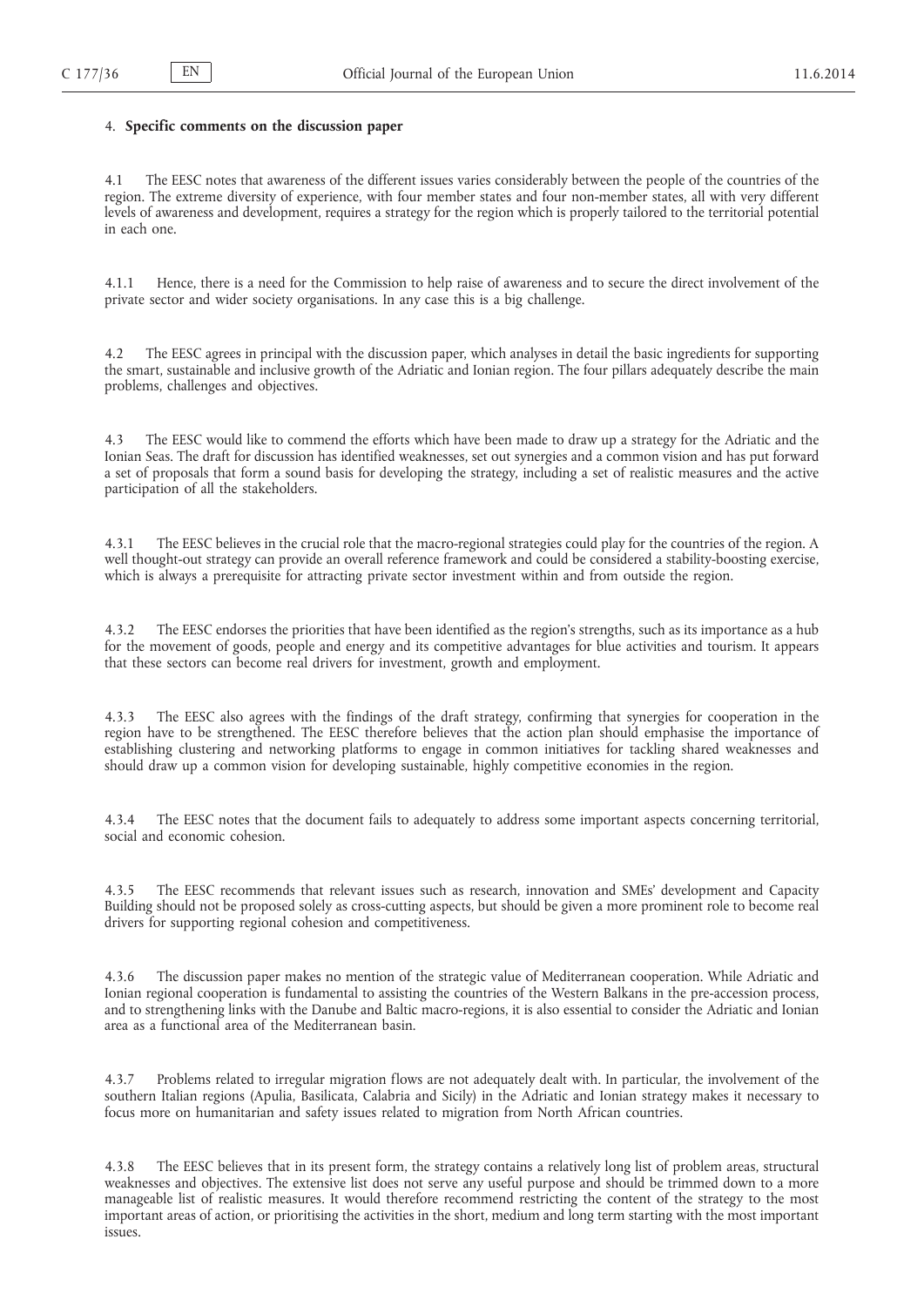## 4. **Specific comments on the discussion paper**

4.1 The EESC notes that awareness of the different issues varies considerably between the people of the countries of the region. The extreme diversity of experience, with four member states and four non-member states, all with very different levels of awareness and development, requires a strategy for the region which is properly tailored to the territorial potential in each one.

4.1.1 Hence, there is a need for the Commission to help raise of awareness and to secure the direct involvement of the private sector and wider society organisations. In any case this is a big challenge.

4.2 The EESC agrees in principal with the discussion paper, which analyses in detail the basic ingredients for supporting the smart, sustainable and inclusive growth of the Adriatic and Ionian region. The four pillars adequately describe the main problems, challenges and objectives.

4.3 The EESC would like to commend the efforts which have been made to draw up a strategy for the Adriatic and the Ionian Seas. The draft for discussion has identified weaknesses, set out synergies and a common vision and has put forward a set of proposals that form a sound basis for developing the strategy, including a set of realistic measures and the active participation of all the stakeholders.

4.3.1 The EESC believes in the crucial role that the macro-regional strategies could play for the countries of the region. A well thought-out strategy can provide an overall reference framework and could be considered a stability-boosting exercise, which is always a prerequisite for attracting private sector investment within and from outside the region.

4.3.2 The EESC endorses the priorities that have been identified as the region's strengths, such as its importance as a hub for the movement of goods, people and energy and its competitive advantages for blue activities and tourism. It appears that these sectors can become real drivers for investment, growth and employment.

4.3.3 The EESC also agrees with the findings of the draft strategy, confirming that synergies for cooperation in the region have to be strengthened. The EESC therefore believes that the action plan should emphasise the importance of establishing clustering and networking platforms to engage in common initiatives for tackling shared weaknesses and should draw up a common vision for developing sustainable, highly competitive economies in the region.

4.3.4 The EESC notes that the document fails to adequately to address some important aspects concerning territorial, social and economic cohesion.

4.3.5 The EESC recommends that relevant issues such as research, innovation and SMEs' development and Capacity Building should not be proposed solely as cross-cutting aspects, but should be given a more prominent role to become real drivers for supporting regional cohesion and competitiveness.

4.3.6 The discussion paper makes no mention of the strategic value of Mediterranean cooperation. While Adriatic and Ionian regional cooperation is fundamental to assisting the countries of the Western Balkans in the pre-accession process, and to strengthening links with the Danube and Baltic macro-regions, it is also essential to consider the Adriatic and Ionian area as a functional area of the Mediterranean basin.

4.3.7 Problems related to irregular migration flows are not adequately dealt with. In particular, the involvement of the southern Italian regions (Apulia, Basilicata, Calabria and Sicily) in the Adriatic and Ionian strategy makes it necessary to focus more on humanitarian and safety issues related to migration from North African countries.

4.3.8 The EESC believes that in its present form, the strategy contains a relatively long list of problem areas, structural weaknesses and objectives. The extensive list does not serve any useful purpose and should be trimmed down to a more manageable list of realistic measures. It would therefore recommend restricting the content of the strategy to the most important areas of action, or prioritising the activities in the short, medium and long term starting with the most important issues.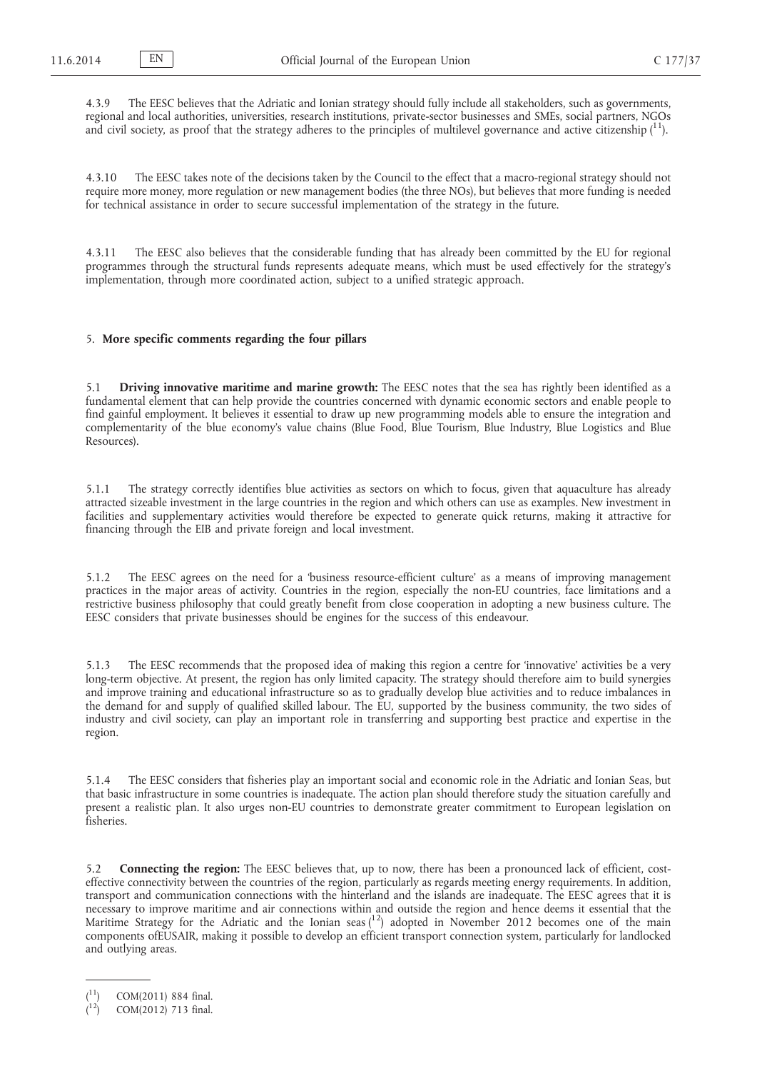4.3.9 The EESC believes that the Adriatic and Ionian strategy should fully include all stakeholders, such as governments, regional and local authorities, universities, research institutions, private-sector businesses and SMEs, social partners, NGOs and civil society, as proof that the strategy adheres to the principles of multilevel governance and active citizenship [11].

4.3.10 The EESC takes note of the decisions taken by the Council to the effect that a macro-regional strategy should not require more money, more regulation or new management bodies (the three NOs), but believes that more funding is needed for technical assistance in order to secure successful implementation of the strategy in the future.

4.3.11 The EESC also believes that the considerable funding that has already been committed by the EU for regional programmes through the structural funds represents adequate means, which must be used effectively for the strategy's implementation, through more coordinated action, subject to a unified strategic approach.

## 5. **More specific comments regarding the four pillars**

5.1 **Driving innovative maritime and marine growth:** The EESC notes that the sea has rightly been identified as a fundamental element that can help provide the countries concerned with dynamic economic sectors and enable people to find gainful employment. It believes it essential to draw up new programming models able to ensure the integration and complementarity of the blue economy's value chains (Blue Food, Blue Tourism, Blue Industry, Blue Logistics and Blue Resources).

5.1.1 The strategy correctly identifies blue activities as sectors on which to focus, given that aquaculture has already attracted sizeable investment in the large countries in the region and which others can use as examples. New investment in facilities and supplementary activities would therefore be expected to generate quick returns, making it attractive for financing through the EIB and private foreign and local investment.

5.1.2 The EESC agrees on the need for a 'business resource-efficient culture' as a means of improving management practices in the major areas of activity. Countries in the region, especially the non-EU countries, face limitations and a restrictive business philosophy that could greatly benefit from close cooperation in adopting a new business culture. The EESC considers that private businesses should be engines for the success of this endeavour.

5.1.3 The EESC recommends that the proposed idea of making this region a centre for 'innovative' activities be a very long-term objective. At present, the region has only limited capacity. The strategy should therefore aim to build synergies and improve training and educational infrastructure so as to gradually develop blue activities and to reduce imbalances in the demand for and supply of qualified skilled labour. The EU, supported by the business community, the two sides of industry and civil society, can play an important role in transferring and supporting best practice and expertise in the region.

5.1.4 The EESC considers that fisheries play an important social and economic role in the Adriatic and Ionian Seas, but that basic infrastructure in some countries is inadequate. The action plan should therefore study the situation carefully and present a realistic plan. It also urges non-EU countries to demonstrate greater commitment to European legislation on fisheries.

5.2 **Connecting the region:** The EESC believes that, up to now, there has been a pronounced lack of efficient, cost-effective connectivity between the countries of the region, particularly as regards meeting energy requirements. In addition, transport and communication connections with the hinterland and the islands are inadequate. The EESC agrees that it is necessary to improve maritime and air connections within and outside the region and hence deems it essential that the Maritime Strategy for the Adriatic and the Ionian seas [12] adopted in November 2012 becomes one of the main components ofEUSAIR, making it possible to develop an efficient transport connection system, particularly for landlocked and outlying areas.

---

[11] COM(2011) 884 final.

[12] COM(2012) 713 final.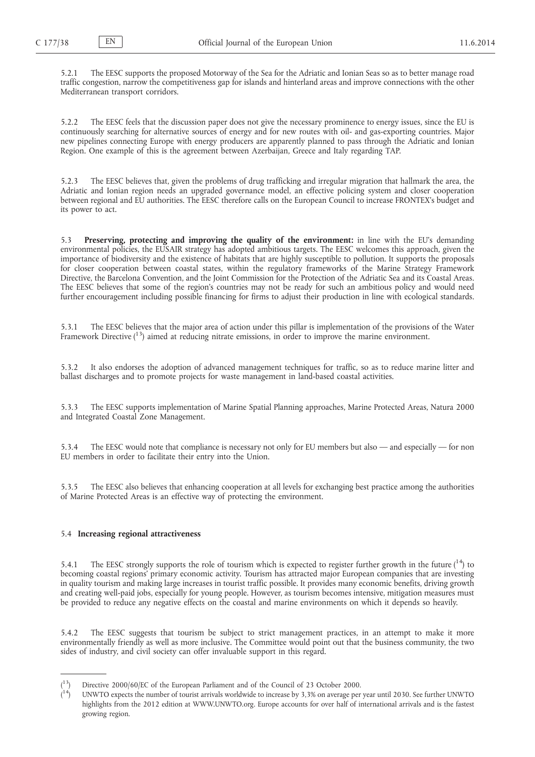5.2.1 The EESC supports the proposed Motorway of the Sea for the Adriatic and Ionian Seas so as to better manage road traffic congestion, narrow the competitiveness gap for islands and hinterland areas and improve connections with the other Mediterranean transport corridors.

5.2.2 The EESC feels that the discussion paper does not give the necessary prominence to energy issues, since the EU is continuously searching for alternative sources of energy and for new routes with oil- and gas-exporting countries. Major new pipelines connecting Europe with energy producers are apparently planned to pass through the Adriatic and Ionian Region. One example of this is the agreement between Azerbaijan, Greece and Italy regarding TAP.

5.2.3 The EESC believes that, given the problems of drug trafficking and irregular migration that hallmark the area, the Adriatic and Ionian region needs an upgraded governance model, an effective policing system and closer cooperation between regional and EU authorities. The EESC therefore calls on the European Council to increase FRONTEX's budget and its power to act.

5.3 **Preserving, protecting and improving the quality of the environment:** in line with the EU's demanding environmental policies, the EUSAIR strategy has adopted ambitious targets. The EESC welcomes this approach, given the importance of biodiversity and the existence of habitats that are highly susceptible to pollution. It supports the proposals for closer cooperation between coastal states, within the regulatory frameworks of the Marine Strategy Framework Directive, the Barcelona Convention, and the Joint Commission for the Protection of the Adriatic Sea and its Coastal Areas. The EESC believes that some of the region's countries may not be ready for such an ambitious policy and would need further encouragement including possible financing for firms to adjust their production in line with ecological standards.

5.3.1 The EESC believes that the major area of action under this pillar is implementation of the provisions of the Water Framework Directive [13] aimed at reducing nitrate emissions, in order to improve the marine environment.

5.3.2 It also endorses the adoption of advanced management techniques for traffic, so as to reduce marine litter and ballast discharges and to promote projects for waste management in land-based coastal activities.

5.3.3 The EESC supports implementation of Marine Spatial Planning approaches, Marine Protected Areas, Natura 2000 and Integrated Coastal Zone Management.

5.3.4 The EESC would note that compliance is necessary not only for EU members but also — and especially — for non EU members in order to facilitate their entry into the Union.

5.3.5 The EESC also believes that enhancing cooperation at all levels for exchanging best practice among the authorities of Marine Protected Areas is an effective way of protecting the environment.

5.4 **Increasing regional attractiveness**

5.4.1 The EESC strongly supports the role of tourism which is expected to register further growth in the future [14] to becoming coastal regions' primary economic activity. Tourism has attracted major European companies that are investing in quality tourism and making large increases in tourist traffic possible. It provides many economic benefits, driving growth and creating well-paid jobs, especially for young people. However, as tourism becomes intensive, mitigation measures must be provided to reduce any negative effects on the coastal and marine environments on which it depends so heavily.

5.4.2 The EESC suggests that tourism be subject to strict management practices, in an attempt to make it more environmentally friendly as well as more inclusive. The Committee would point out that the business community, the two sides of industry, and civil society can offer invaluable support in this regard.

---

[13] Directive 2000/60/EC of the European Parliament and of the Council of 23 October 2000.

[14] UNWTO expects the number of tourist arrivals worldwide to increase by 3,3% on average per year until 2030. See further UNWTO highlights from the 2012 edition at WWW.UNWTO.org. Europe accounts for over half of international arrivals and is the fastest growing region.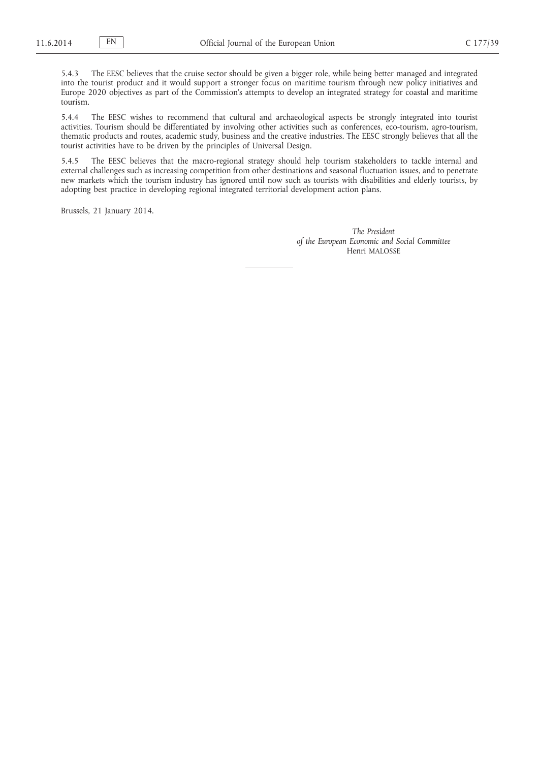5.4.3 The EESC believes that the cruise sector should be given a bigger role, while being better managed and integrated into the tourist product and it would support a stronger focus on maritime tourism through new policy initiatives and Europe 2020 objectives as part of the Commission's attempts to develop an integrated strategy for coastal and maritime tourism.

5.4.4 The EESC wishes to recommend that cultural and archaeological aspects be strongly integrated into tourist activities. Tourism should be differentiated by involving other activities such as conferences, eco-tourism, agro-tourism, thematic products and routes, academic study, business and the creative industries. The EESC strongly believes that all the tourist activities have to be driven by the principles of Universal Design.

5.4.5 The EESC believes that the macro-regional strategy should help tourism stakeholders to tackle internal and external challenges such as increasing competition from other destinations and seasonal fluctuation issues, and to penetrate new markets which the tourism industry has ignored until now such as tourists with disabilities and elderly tourists, by adopting best practice in developing regional integrated territorial development action plans.

Brussels, 21 January 2014.

*The President*
*of the European Economic and Social Committee*
Henri MALOSSE